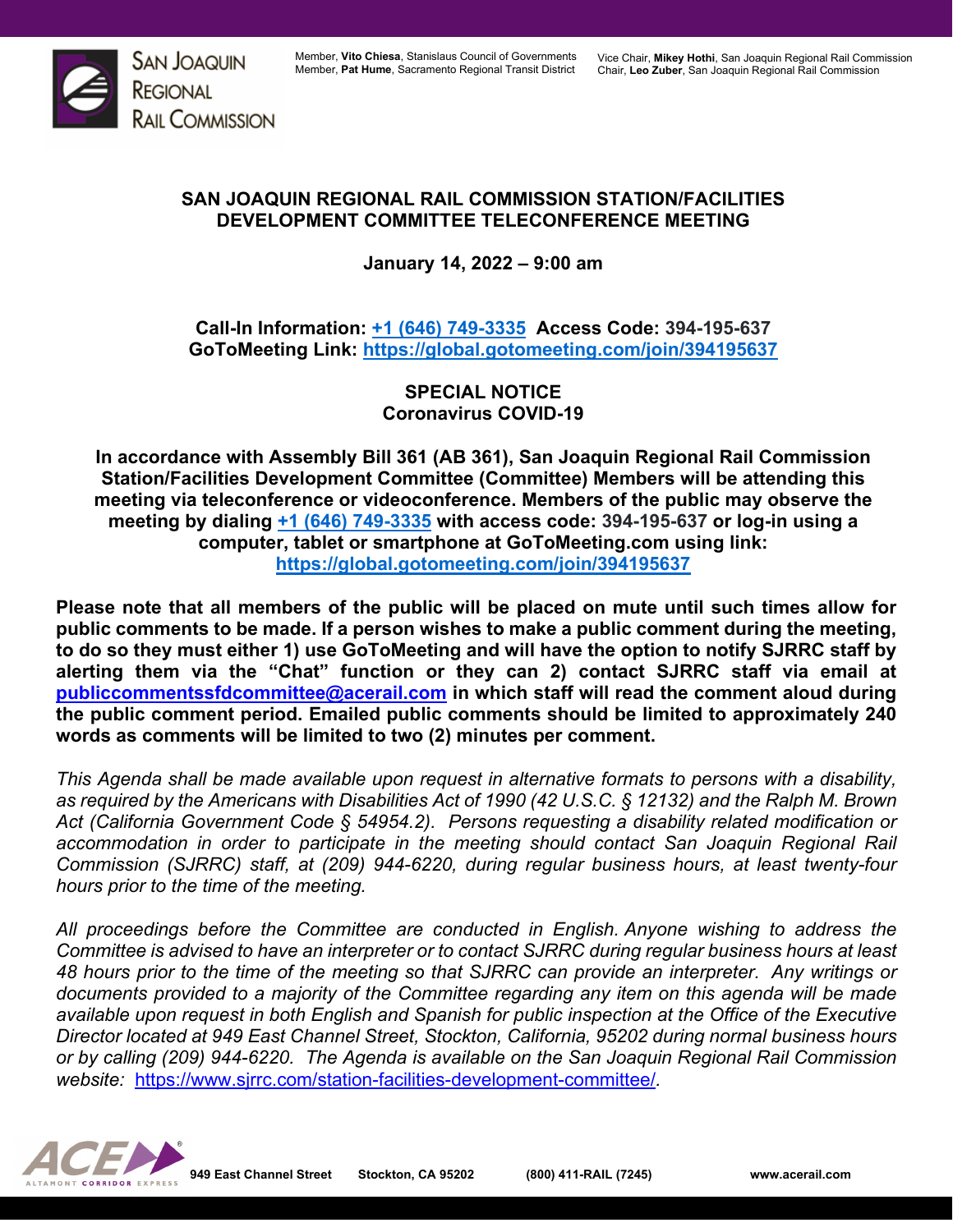SAN JOAQUIN REGIONAL RAIL COMMISSION

Member, **Vito Chiesa**, Stanislaus Council of Governments
Member, **Pat Hume**, Sacramento Regional Transit District

Vice Chair, **Mikey Hothi**, San Joaquin Regional Rail Commission
Chair, **Leo Zuber**, San Joaquin Regional Rail Commission

# SAN JOAQUIN REGIONAL RAIL COMMISSION STATION/FACILITIES DEVELOPMENT COMMITTEE TELECONFERENCE MEETING

**January 14, 2022 – 9:00 am**

**Call-In Information: [+1 (646) 749-3335](tel:+16467493335) Access Code: 394-195-637**
**GoToMeeting Link: [https://global.gotomeeting.com/join/394195637](https://global.gotomeeting.com/join/394195637)**

## SPECIAL NOTICE
## Coronavirus COVID-19

**In accordance with Assembly Bill 361 (AB 361), San Joaquin Regional Rail Commission Station/Facilities Development Committee (Committee) Members will be attending this meeting via teleconference or videoconference. Members of the public may observe the meeting by dialing +1 (646) 749-3335 with access code: 394-195-637 or log-in using a computer, tablet or smartphone at GoToMeeting.com using link: https://global.gotomeeting.com/join/394195637**

**Please note that all members of the public will be placed on mute until such times allow for public comments to be made. If a person wishes to make a public comment during the meeting, to do so they must either 1) use GoToMeeting and will have the option to notify SJRRC staff by alerting them via the "Chat" function or they can 2) contact SJRRC staff via email at publiccommentssfdcommittee@acerail.com in which staff will read the comment aloud during the public comment period. Emailed public comments should be limited to approximately 240 words as comments will be limited to two (2) minutes per comment.**

*This Agenda shall be made available upon request in alternative formats to persons with a disability, as required by the Americans with Disabilities Act of 1990 (42 U.S.C. § 12132) and the Ralph M. Brown Act (California Government Code § 54954.2). Persons requesting a disability related modification or accommodation in order to participate in the meeting should contact San Joaquin Regional Rail Commission (SJRRC) staff, at (209) 944-6220, during regular business hours, at least twenty-four hours prior to the time of the meeting.*

*All proceedings before the Committee are conducted in English. Anyone wishing to address the Committee is advised to have an interpreter or to contact SJRRC during regular business hours at least 48 hours prior to the time of the meeting so that SJRRC can provide an interpreter. Any writings or documents provided to a majority of the Committee regarding any item on this agenda will be made available upon request in both English and Spanish for public inspection at the Office of the Executive Director located at 949 East Channel Street, Stockton, California, 95202 during normal business hours or by calling (209) 944-6220. The Agenda is available on the San Joaquin Regional Rail Commission website: [https://www.sjrrc.com/station-facilities-development-committee/](https://www.sjrrc.com/station-facilities-development-committee/).*

ACE ALTAMONT CORRIDOR EXPRESS | 949 East Channel Street | Stockton, CA 95202 | (800) 411-RAIL (7245) | www.acerail.com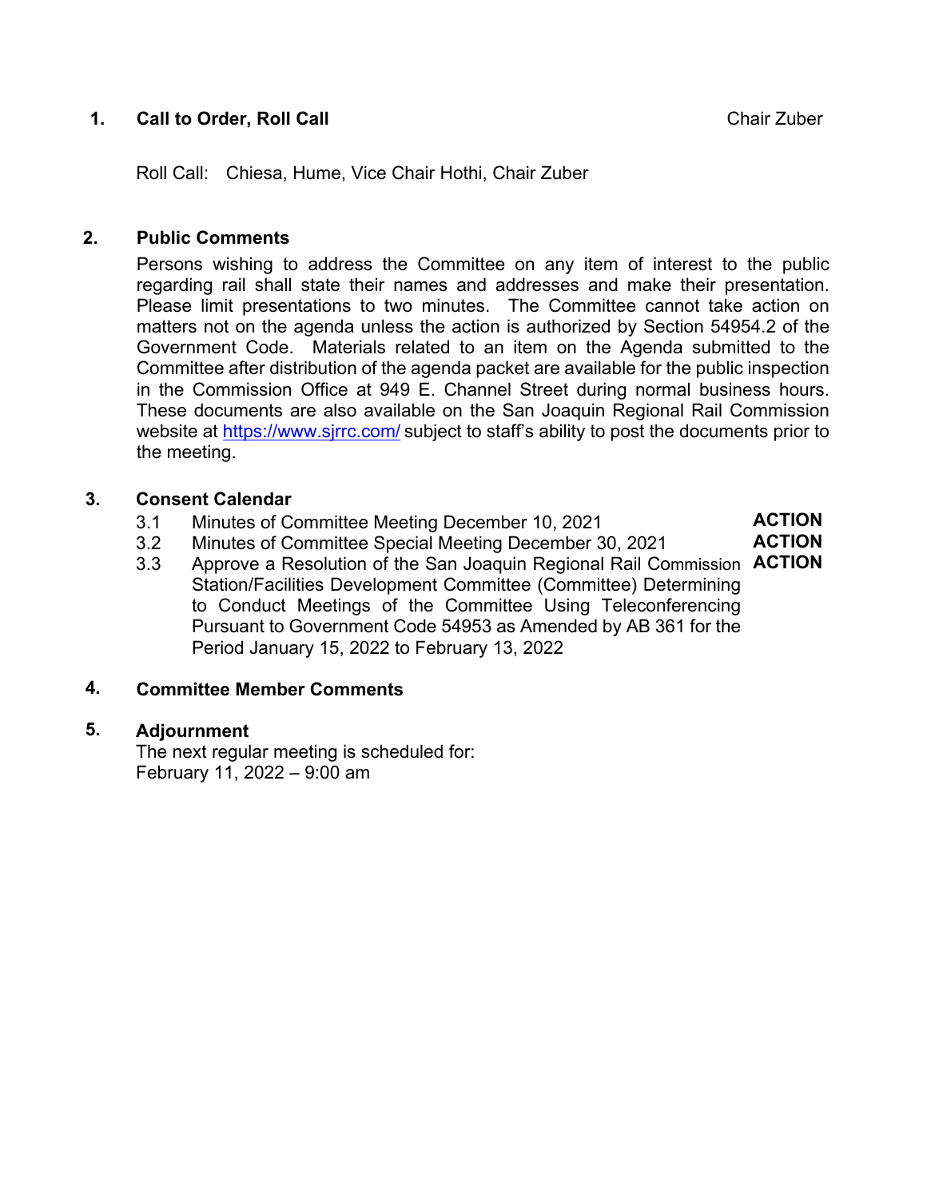## 1. Call to Order, Roll Call

Chair Zuber

Roll Call: Chiesa, Hume, Vice Chair Hothi, Chair Zuber

## 2. Public Comments

Persons wishing to address the Committee on any item of interest to the public regarding rail shall state their names and addresses and make their presentation. Please limit presentations to two minutes. The Committee cannot take action on matters not on the agenda unless the action is authorized by Section 54954.2 of the Government Code. Materials related to an item on the Agenda submitted to the Committee after distribution of the agenda packet are available for the public inspection in the Commission Office at 949 E. Channel Street during normal business hours. These documents are also available on the San Joaquin Regional Rail Commission website at https://www.sjrrc.com/ subject to staff's ability to post the documents prior to the meeting.

## 3. Consent Calendar

3.1 Minutes of Committee Meeting December 10, 2021 — **ACTION**

3.2 Minutes of Committee Special Meeting December 30, 2021 — **ACTION**

3.3 Approve a Resolution of the San Joaquin Regional Rail Commission Station/Facilities Development Committee (Committee) Determining to Conduct Meetings of the Committee Using Teleconferencing Pursuant to Government Code 54953 as Amended by AB 361 for the Period January 15, 2022 to February 13, 2022 — **ACTION**

## 4. Committee Member Comments

## 5. Adjournment

The next regular meeting is scheduled for:
February 11, 2022 – 9:00 am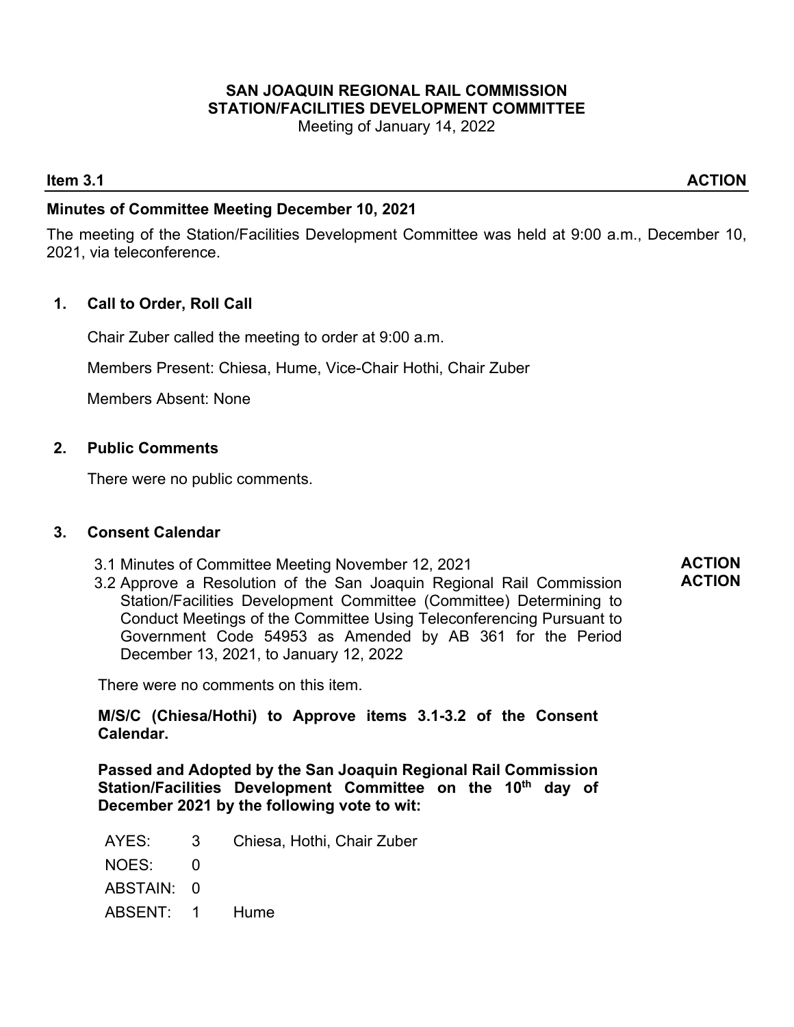**SAN JOAQUIN REGIONAL RAIL COMMISSION**
**STATION/FACILITIES DEVELOPMENT COMMITTEE**
Meeting of January 14, 2022

**Item 3.1** **ACTION**

**Minutes of Committee Meeting December 10, 2021**

The meeting of the Station/Facilities Development Committee was held at 9:00 a.m., December 10, 2021, via teleconference.

**1. Call to Order, Roll Call**

Chair Zuber called the meeting to order at 9:00 a.m.

Members Present: Chiesa, Hume, Vice-Chair Hothi, Chair Zuber

Members Absent: None

**2. Public Comments**

There were no public comments.

**3. Consent Calendar**

3.1 Minutes of Committee Meeting November 12, 2021 **ACTION**

3.2 Approve a Resolution of the San Joaquin Regional Rail Commission Station/Facilities Development Committee (Committee) Determining to Conduct Meetings of the Committee Using Teleconferencing Pursuant to Government Code 54953 as Amended by AB 361 for the Period December 13, 2021, to January 12, 2022 **ACTION**

There were no comments on this item.

**M/S/C (Chiesa/Hothi) to Approve items 3.1-3.2 of the Consent Calendar.**

**Passed and Adopted by the San Joaquin Regional Rail Commission Station/Facilities Development Committee on the 10th day of December 2021 by the following vote to wit:**

| | | |
|---|---|---|
| AYES: | 3 | Chiesa, Hothi, Chair Zuber |
| NOES: | 0 | |
| ABSTAIN: | 0 | |
| ABSENT: | 1 | Hume |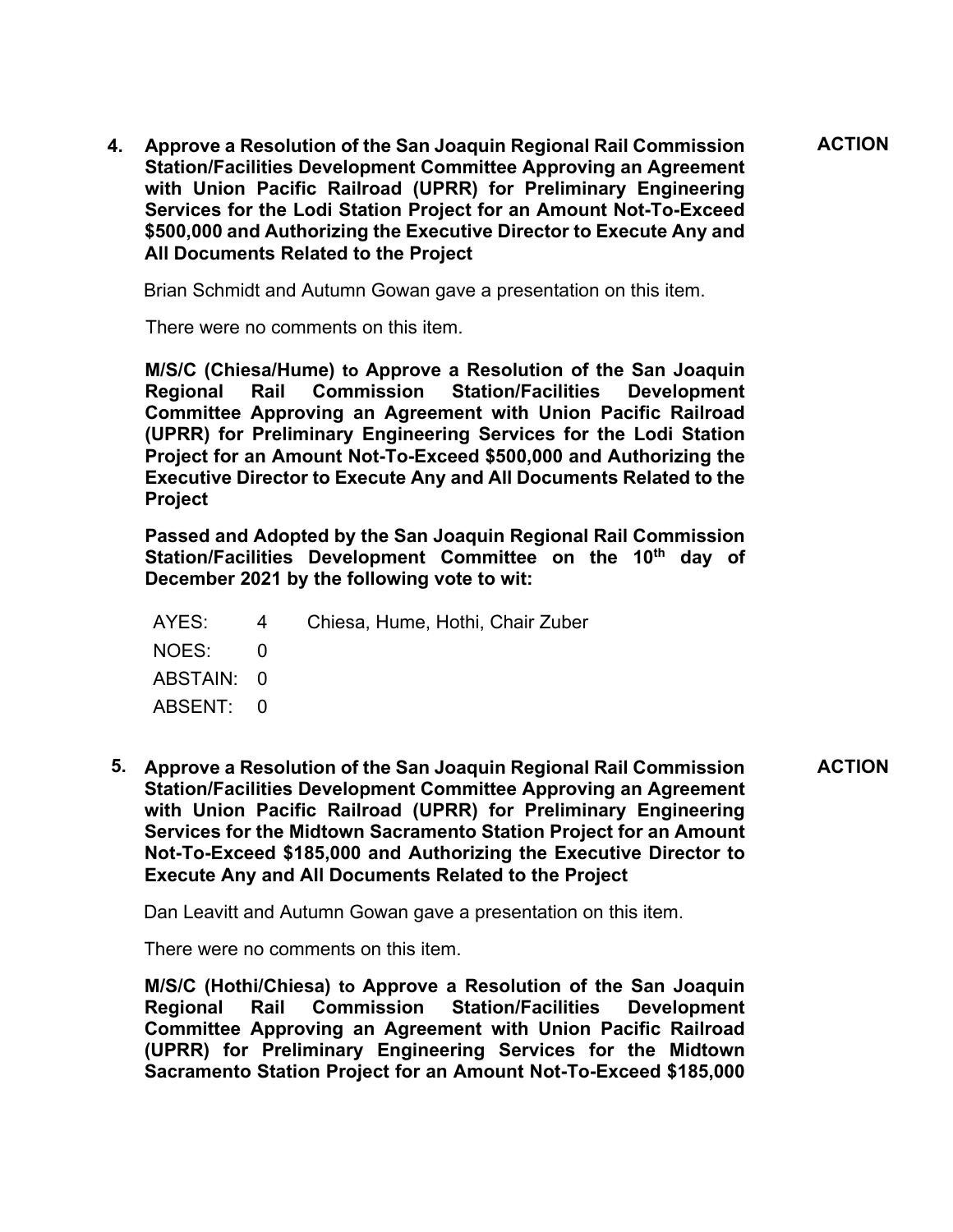**4. Approve a Resolution of the San Joaquin Regional Rail Commission Station/Facilities Development Committee Approving an Agreement with Union Pacific Railroad (UPRR) for Preliminary Engineering Services for the Lodi Station Project for an Amount Not-To-Exceed $500,000 and Authorizing the Executive Director to Execute Any and All Documents Related to the Project** **ACTION**

Brian Schmidt and Autumn Gowan gave a presentation on this item.

There were no comments on this item.

**M/S/C (Chiesa/Hume) to Approve a Resolution of the San Joaquin Regional Rail Commission Station/Facilities Development Committee Approving an Agreement with Union Pacific Railroad (UPRR) for Preliminary Engineering Services for the Lodi Station Project for an Amount Not-To-Exceed $500,000 and Authorizing the Executive Director to Execute Any and All Documents Related to the Project**

**Passed and Adopted by the San Joaquin Regional Rail Commission Station/Facilities Development Committee on the 10th day of December 2021 by the following vote to wit:**

AYES: 4 Chiesa, Hume, Hothi, Chair Zuber
NOES: 0
ABSTAIN: 0
ABSENT: 0

**5. Approve a Resolution of the San Joaquin Regional Rail Commission Station/Facilities Development Committee Approving an Agreement with Union Pacific Railroad (UPRR) for Preliminary Engineering Services for the Midtown Sacramento Station Project for an Amount Not-To-Exceed $185,000 and Authorizing the Executive Director to Execute Any and All Documents Related to the Project** **ACTION**

Dan Leavitt and Autumn Gowan gave a presentation on this item.

There were no comments on this item.

**M/S/C (Hothi/Chiesa) to Approve a Resolution of the San Joaquin Regional Rail Commission Station/Facilities Development Committee Approving an Agreement with Union Pacific Railroad (UPRR) for Preliminary Engineering Services for the Midtown Sacramento Station Project for an Amount Not-To-Exceed $185,000**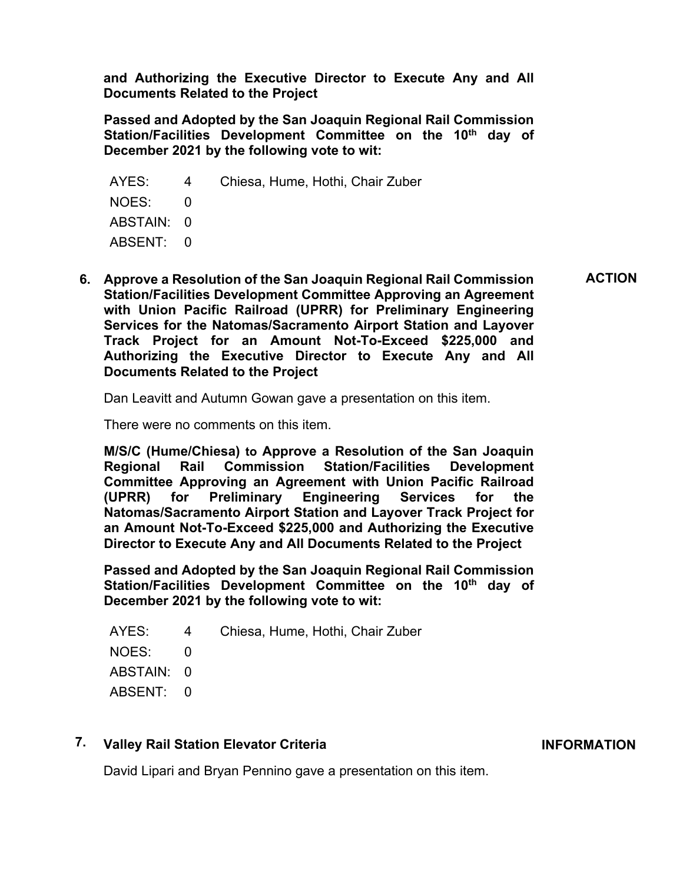**and Authorizing the Executive Director to Execute Any and All Documents Related to the Project**

**Passed and Adopted by the San Joaquin Regional Rail Commission Station/Facilities Development Committee on the 10th day of December 2021 by the following vote to wit:**

| | | |
|---|---|---|
| AYES: | 4 | Chiesa, Hume, Hothi, Chair Zuber |
| NOES: | 0 | |
| ABSTAIN: | 0 | |
| ABSENT: | 0 | |

**6. Approve a Resolution of the San Joaquin Regional Rail Commission Station/Facilities Development Committee Approving an Agreement with Union Pacific Railroad (UPRR) for Preliminary Engineering Services for the Natomas/Sacramento Airport Station and Layover Track Project for an Amount Not-To-Exceed $225,000 and Authorizing the Executive Director to Execute Any and All Documents Related to the Project** — **ACTION**

Dan Leavitt and Autumn Gowan gave a presentation on this item.

There were no comments on this item.

**M/S/C (Hume/Chiesa) to Approve a Resolution of the San Joaquin Regional Rail Commission Station/Facilities Development Committee Approving an Agreement with Union Pacific Railroad (UPRR) for Preliminary Engineering Services for the Natomas/Sacramento Airport Station and Layover Track Project for an Amount Not-To-Exceed $225,000 and Authorizing the Executive Director to Execute Any and All Documents Related to the Project**

**Passed and Adopted by the San Joaquin Regional Rail Commission Station/Facilities Development Committee on the 10th day of December 2021 by the following vote to wit:**

| | | |
|---|---|---|
| AYES: | 4 | Chiesa, Hume, Hothi, Chair Zuber |
| NOES: | 0 | |
| ABSTAIN: | 0 | |
| ABSENT: | 0 | |

**7. Valley Rail Station Elevator Criteria** — **INFORMATION**

David Lipari and Bryan Pennino gave a presentation on this item.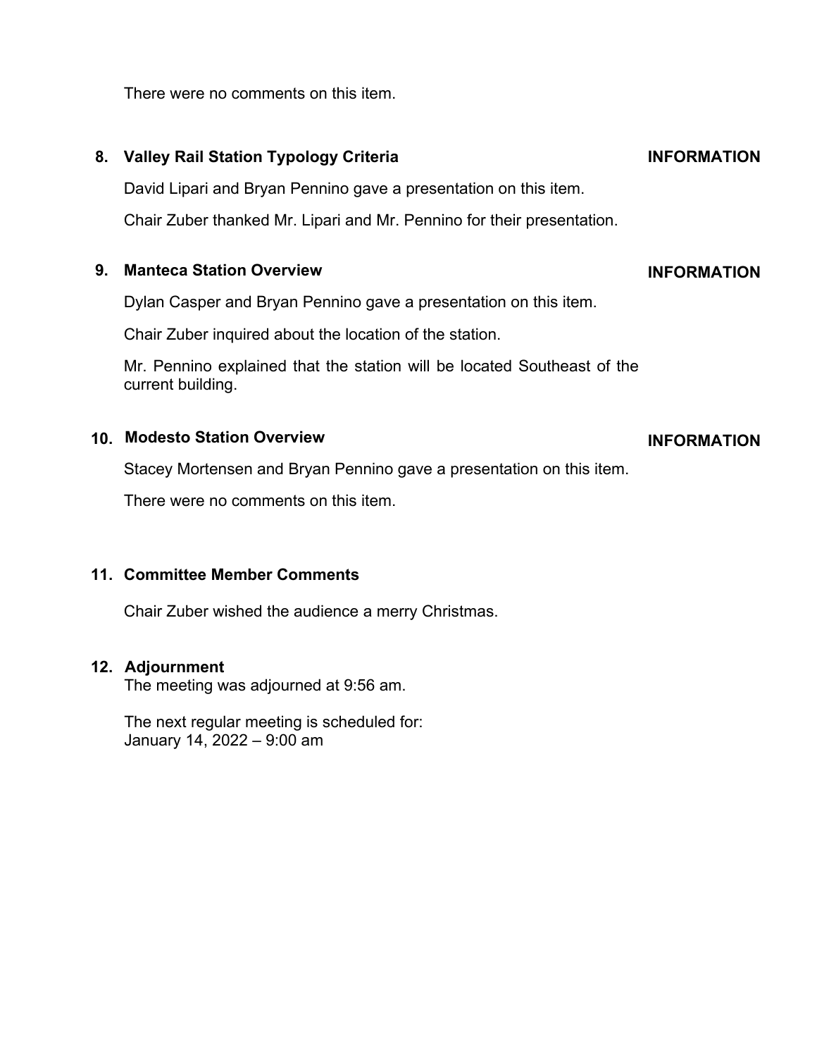There were no comments on this item.

**8. Valley Rail Station Typology Criteria** **INFORMATION**

David Lipari and Bryan Pennino gave a presentation on this item.

Chair Zuber thanked Mr. Lipari and Mr. Pennino for their presentation.

**9. Manteca Station Overview** **INFORMATION**

Dylan Casper and Bryan Pennino gave a presentation on this item.

Chair Zuber inquired about the location of the station.

Mr. Pennino explained that the station will be located Southeast of the current building.

**10. Modesto Station Overview** **INFORMATION**

Stacey Mortensen and Bryan Pennino gave a presentation on this item.

There were no comments on this item.

**11. Committee Member Comments**

Chair Zuber wished the audience a merry Christmas.

**12. Adjournment**

The meeting was adjourned at 9:56 am.

The next regular meeting is scheduled for:
January 14, 2022 – 9:00 am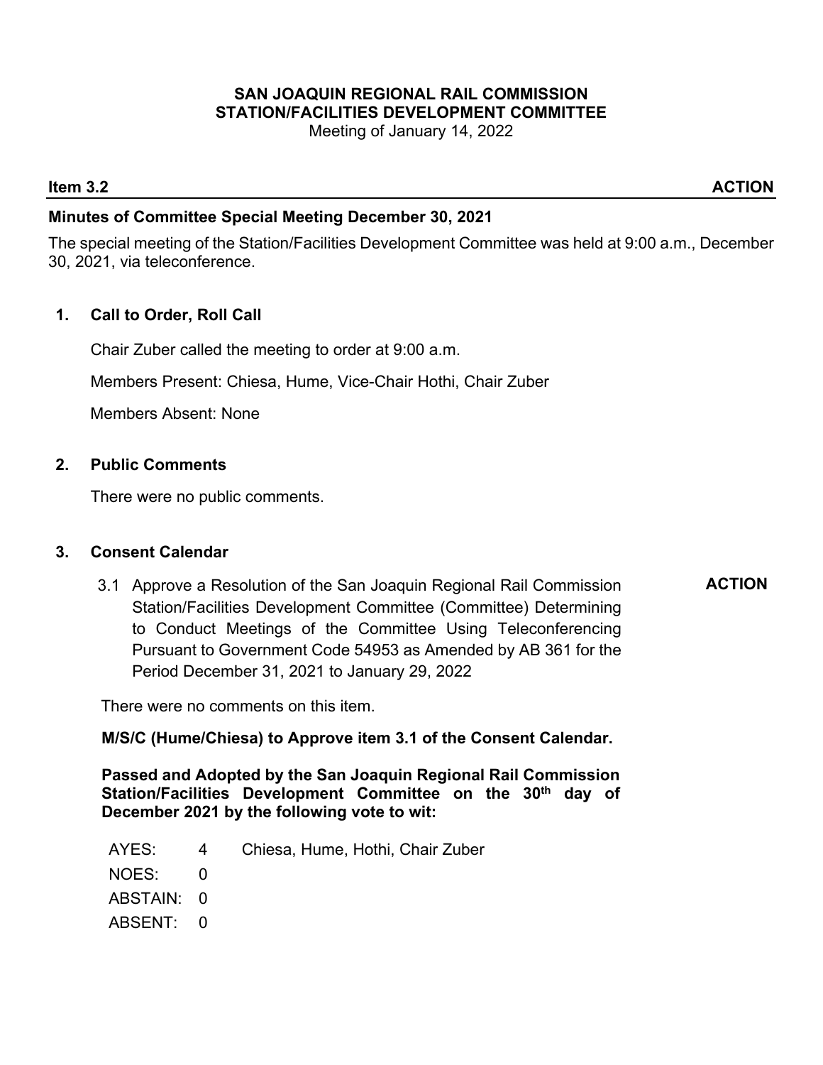**SAN JOAQUIN REGIONAL RAIL COMMISSION**
**STATION/FACILITIES DEVELOPMENT COMMITTEE**
Meeting of January 14, 2022

**Item 3.2** **ACTION**

**Minutes of Committee Special Meeting December 30, 2021**

The special meeting of the Station/Facilities Development Committee was held at 9:00 a.m., December 30, 2021, via teleconference.

1. **Call to Order, Roll Call**

   Chair Zuber called the meeting to order at 9:00 a.m.

   Members Present: Chiesa, Hume, Vice-Chair Hothi, Chair Zuber

   Members Absent: None

2. **Public Comments**

   There were no public comments.

3. **Consent Calendar**

   3.1 Approve a Resolution of the San Joaquin Regional Rail Commission Station/Facilities Development Committee (Committee) Determining to Conduct Meetings of the Committee Using Teleconferencing Pursuant to Government Code 54953 as Amended by AB 361 for the Period December 31, 2021 to January 29, 2022 **ACTION**

   There were no comments on this item.

   **M/S/C (Hume/Chiesa) to Approve item 3.1 of the Consent Calendar.**

   **Passed and Adopted by the San Joaquin Regional Rail Commission Station/Facilities Development Committee on the 30th day of December 2021 by the following vote to wit:**

   | | | |
   |---|---|---|
   | AYES: | 4 | Chiesa, Hume, Hothi, Chair Zuber |
   | NOES: | 0 | |
   | ABSTAIN: | 0 | |
   | ABSENT: | 0 | |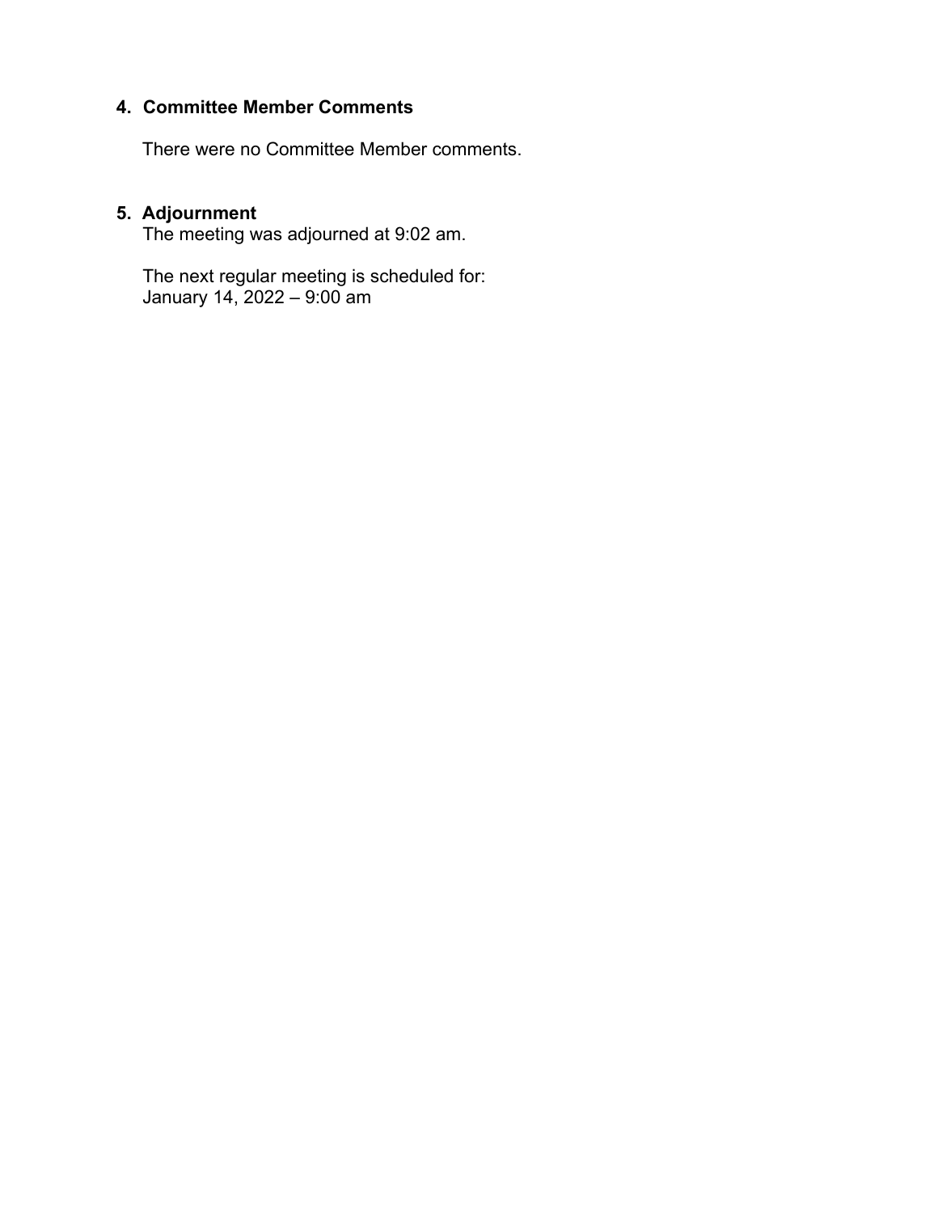## 4. Committee Member Comments

There were no Committee Member comments.

## 5. Adjournment

The meeting was adjourned at 9:02 am.

The next regular meeting is scheduled for:
January 14, 2022 – 9:00 am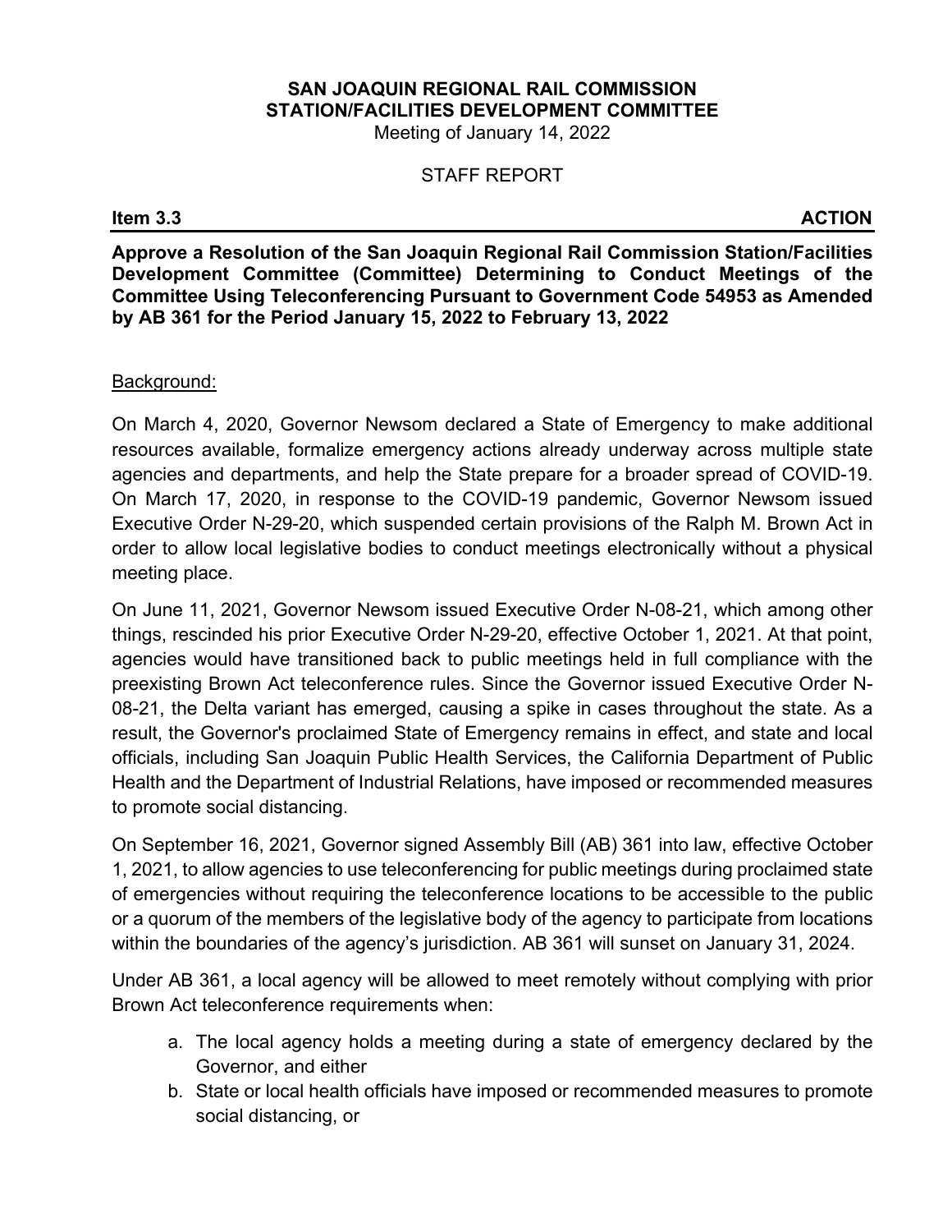**SAN JOAQUIN REGIONAL RAIL COMMISSION**
**STATION/FACILITIES DEVELOPMENT COMMITTEE**
Meeting of January 14, 2022

STAFF REPORT

**Item 3.3** **ACTION**

**Approve a Resolution of the San Joaquin Regional Rail Commission Station/Facilities Development Committee (Committee) Determining to Conduct Meetings of the Committee Using Teleconferencing Pursuant to Government Code 54953 as Amended by AB 361 for the Period January 15, 2022 to February 13, 2022**

<u>Background:</u>

On March 4, 2020, Governor Newsom declared a State of Emergency to make additional resources available, formalize emergency actions already underway across multiple state agencies and departments, and help the State prepare for a broader spread of COVID-19. On March 17, 2020, in response to the COVID-19 pandemic, Governor Newsom issued Executive Order N-29-20, which suspended certain provisions of the Ralph M. Brown Act in order to allow local legislative bodies to conduct meetings electronically without a physical meeting place.

On June 11, 2021, Governor Newsom issued Executive Order N-08-21, which among other things, rescinded his prior Executive Order N-29-20, effective October 1, 2021. At that point, agencies would have transitioned back to public meetings held in full compliance with the preexisting Brown Act teleconference rules. Since the Governor issued Executive Order N-08-21, the Delta variant has emerged, causing a spike in cases throughout the state. As a result, the Governor's proclaimed State of Emergency remains in effect, and state and local officials, including San Joaquin Public Health Services, the California Department of Public Health and the Department of Industrial Relations, have imposed or recommended measures to promote social distancing.

On September 16, 2021, Governor signed Assembly Bill (AB) 361 into law, effective October 1, 2021, to allow agencies to use teleconferencing for public meetings during proclaimed state of emergencies without requiring the teleconference locations to be accessible to the public or a quorum of the members of the legislative body of the agency to participate from locations within the boundaries of the agency's jurisdiction. AB 361 will sunset on January 31, 2024.

Under AB 361, a local agency will be allowed to meet remotely without complying with prior Brown Act teleconference requirements when:

a. The local agency holds a meeting during a state of emergency declared by the Governor, and either
b. State or local health officials have imposed or recommended measures to promote social distancing, or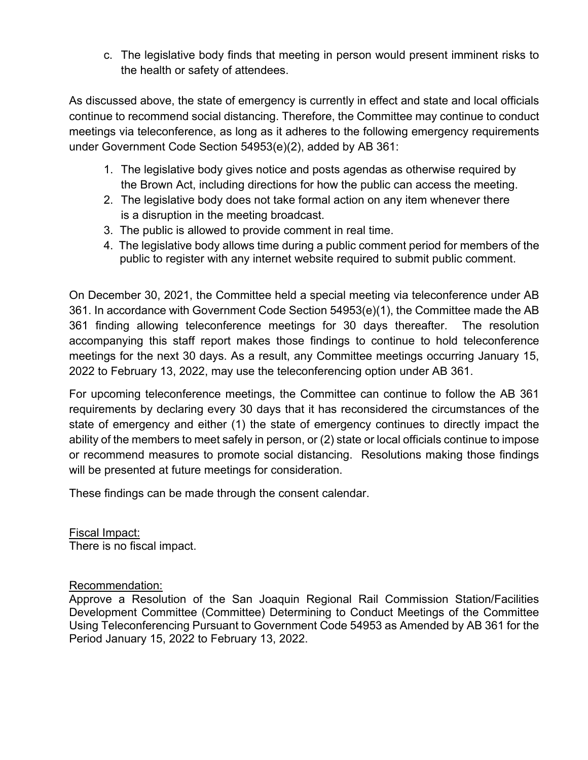c. The legislative body finds that meeting in person would present imminent risks to the health or safety of attendees.

As discussed above, the state of emergency is currently in effect and state and local officials continue to recommend social distancing. Therefore, the Committee may continue to conduct meetings via teleconference, as long as it adheres to the following emergency requirements under Government Code Section 54953(e)(2), added by AB 361:

1. The legislative body gives notice and posts agendas as otherwise required by the Brown Act, including directions for how the public can access the meeting.
2. The legislative body does not take formal action on any item whenever there is a disruption in the meeting broadcast.
3. The public is allowed to provide comment in real time.
4. The legislative body allows time during a public comment period for members of the public to register with any internet website required to submit public comment.

On December 30, 2021, the Committee held a special meeting via teleconference under AB 361. In accordance with Government Code Section 54953(e)(1), the Committee made the AB 361 finding allowing teleconference meetings for 30 days thereafter. The resolution accompanying this staff report makes those findings to continue to hold teleconference meetings for the next 30 days. As a result, any Committee meetings occurring January 15, 2022 to February 13, 2022, may use the teleconferencing option under AB 361.

For upcoming teleconference meetings, the Committee can continue to follow the AB 361 requirements by declaring every 30 days that it has reconsidered the circumstances of the state of emergency and either (1) the state of emergency continues to directly impact the ability of the members to meet safely in person, or (2) state or local officials continue to impose or recommend measures to promote social distancing. Resolutions making those findings will be presented at future meetings for consideration.

These findings can be made through the consent calendar.

<u>Fiscal Impact:</u>
There is no fiscal impact.

<u>Recommendation:</u>
Approve a Resolution of the San Joaquin Regional Rail Commission Station/Facilities Development Committee (Committee) Determining to Conduct Meetings of the Committee Using Teleconferencing Pursuant to Government Code 54953 as Amended by AB 361 for the Period January 15, 2022 to February 13, 2022.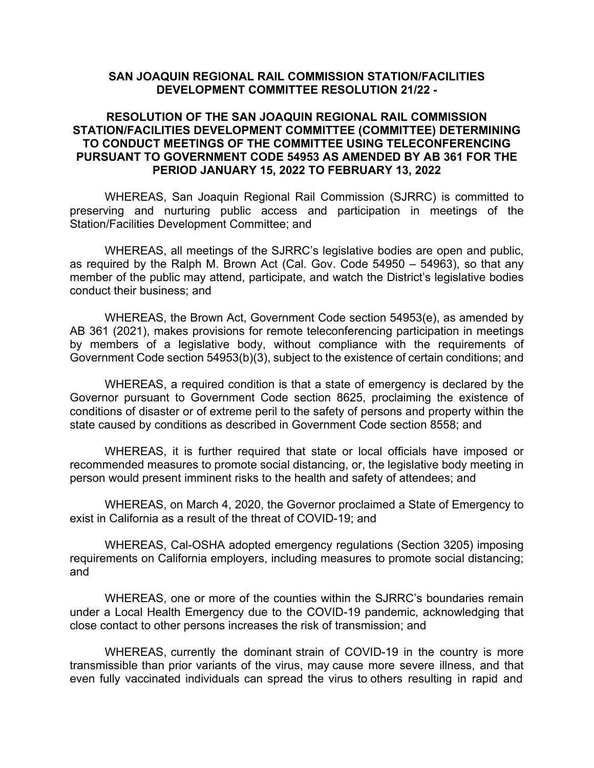**SAN JOAQUIN REGIONAL RAIL COMMISSION STATION/FACILITIES DEVELOPMENT COMMITTEE RESOLUTION 21/22 -**

**RESOLUTION OF THE SAN JOAQUIN REGIONAL RAIL COMMISSION STATION/FACILITIES DEVELOPMENT COMMITTEE (COMMITTEE) DETERMINING TO CONDUCT MEETINGS OF THE COMMITTEE USING TELECONFERENCING PURSUANT TO GOVERNMENT CODE 54953 AS AMENDED BY AB 361 FOR THE PERIOD JANUARY 15, 2022 TO FEBRUARY 13, 2022**

WHEREAS, San Joaquin Regional Rail Commission (SJRRC) is committed to preserving and nurturing public access and participation in meetings of the Station/Facilities Development Committee; and

WHEREAS, all meetings of the SJRRC's legislative bodies are open and public, as required by the Ralph M. Brown Act (Cal. Gov. Code 54950 – 54963), so that any member of the public may attend, participate, and watch the District's legislative bodies conduct their business; and

WHEREAS, the Brown Act, Government Code section 54953(e), as amended by AB 361 (2021), makes provisions for remote teleconferencing participation in meetings by members of a legislative body, without compliance with the requirements of Government Code section 54953(b)(3), subject to the existence of certain conditions; and

WHEREAS, a required condition is that a state of emergency is declared by the Governor pursuant to Government Code section 8625, proclaiming the existence of conditions of disaster or of extreme peril to the safety of persons and property within the state caused by conditions as described in Government Code section 8558; and

WHEREAS, it is further required that state or local officials have imposed or recommended measures to promote social distancing, or, the legislative body meeting in person would present imminent risks to the health and safety of attendees; and

WHEREAS, on March 4, 2020, the Governor proclaimed a State of Emergency to exist in California as a result of the threat of COVID-19; and

WHEREAS, Cal-OSHA adopted emergency regulations (Section 3205) imposing requirements on California employers, including measures to promote social distancing; and

WHEREAS, one or more of the counties within the SJRRC's boundaries remain under a Local Health Emergency due to the COVID-19 pandemic, acknowledging that close contact to other persons increases the risk of transmission; and

WHEREAS, currently the dominant strain of COVID-19 in the country is more transmissible than prior variants of the virus, may cause more severe illness, and that even fully vaccinated individuals can spread the virus to others resulting in rapid and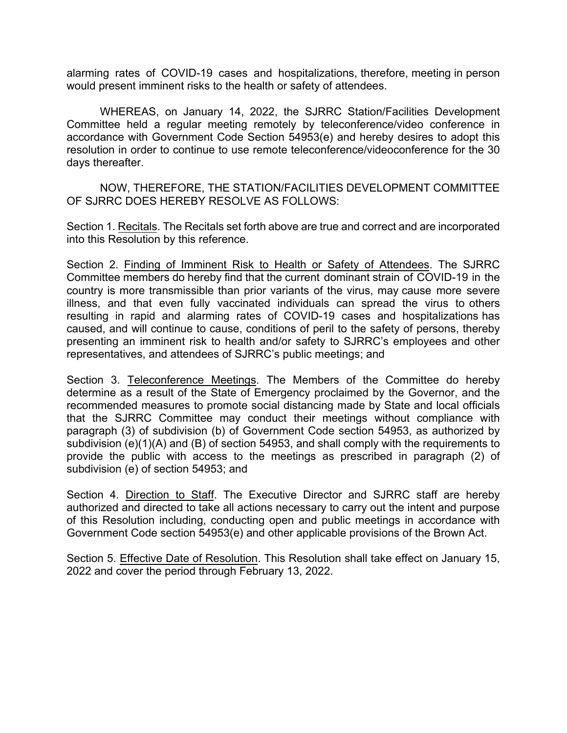alarming rates of COVID-19 cases and hospitalizations, therefore, meeting in person would present imminent risks to the health or safety of attendees.

WHEREAS, on January 14, 2022, the SJRRC Station/Facilities Development Committee held a regular meeting remotely by teleconference/video conference in accordance with Government Code Section 54953(e) and hereby desires to adopt this resolution in order to continue to use remote teleconference/videoconference for the 30 days thereafter.

NOW, THEREFORE, THE STATION/FACILITIES DEVELOPMENT COMMITTEE OF SJRRC DOES HEREBY RESOLVE AS FOLLOWS:

Section 1. Recitals. The Recitals set forth above are true and correct and are incorporated into this Resolution by this reference.

Section 2. Finding of Imminent Risk to Health or Safety of Attendees. The SJRRC Committee members do hereby find that the current dominant strain of COVID-19 in the country is more transmissible than prior variants of the virus, may cause more severe illness, and that even fully vaccinated individuals can spread the virus to others resulting in rapid and alarming rates of COVID-19 cases and hospitalizations has caused, and will continue to cause, conditions of peril to the safety of persons, thereby presenting an imminent risk to health and/or safety to SJRRC's employees and other representatives, and attendees of SJRRC's public meetings; and

Section 3. Teleconference Meetings. The Members of the Committee do hereby determine as a result of the State of Emergency proclaimed by the Governor, and the recommended measures to promote social distancing made by State and local officials that the SJRRC Committee may conduct their meetings without compliance with paragraph (3) of subdivision (b) of Government Code section 54953, as authorized by subdivision (e)(1)(A) and (B) of section 54953, and shall comply with the requirements to provide the public with access to the meetings as prescribed in paragraph (2) of subdivision (e) of section 54953; and

Section 4. Direction to Staff. The Executive Director and SJRRC staff are hereby authorized and directed to take all actions necessary to carry out the intent and purpose of this Resolution including, conducting open and public meetings in accordance with Government Code section 54953(e) and other applicable provisions of the Brown Act.

Section 5. Effective Date of Resolution. This Resolution shall take effect on January 15, 2022 and cover the period through February 13, 2022.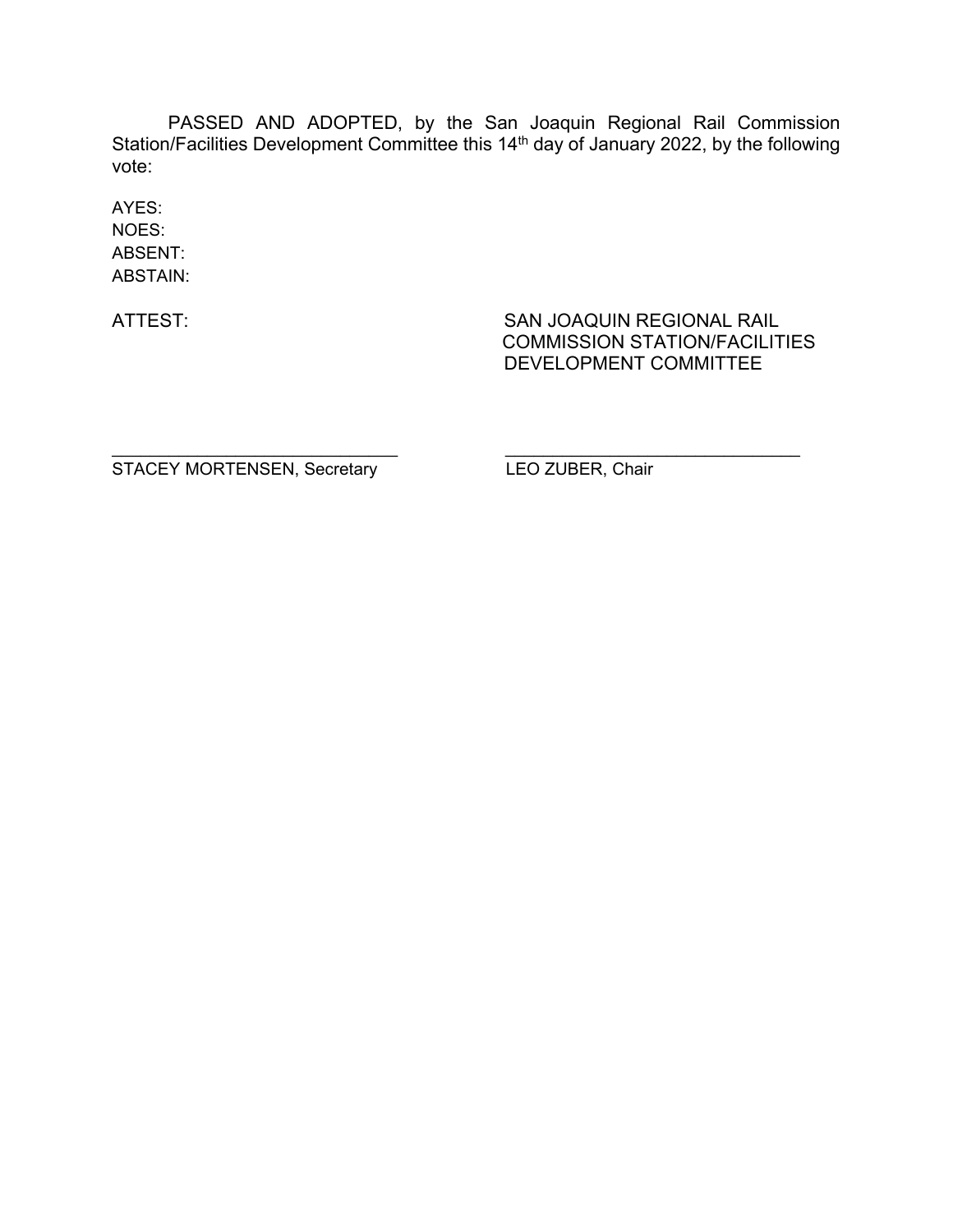PASSED AND ADOPTED, by the San Joaquin Regional Rail Commission Station/Facilities Development Committee this 14th day of January 2022, by the following vote:

AYES:
NOES:
ABSENT:
ABSTAIN:

ATTEST:

SAN JOAQUIN REGIONAL RAIL COMMISSION STATION/FACILITIES DEVELOPMENT COMMITTEE

_______________________________
STACEY MORTENSEN, Secretary

_______________________________
LEO ZUBER, Chair